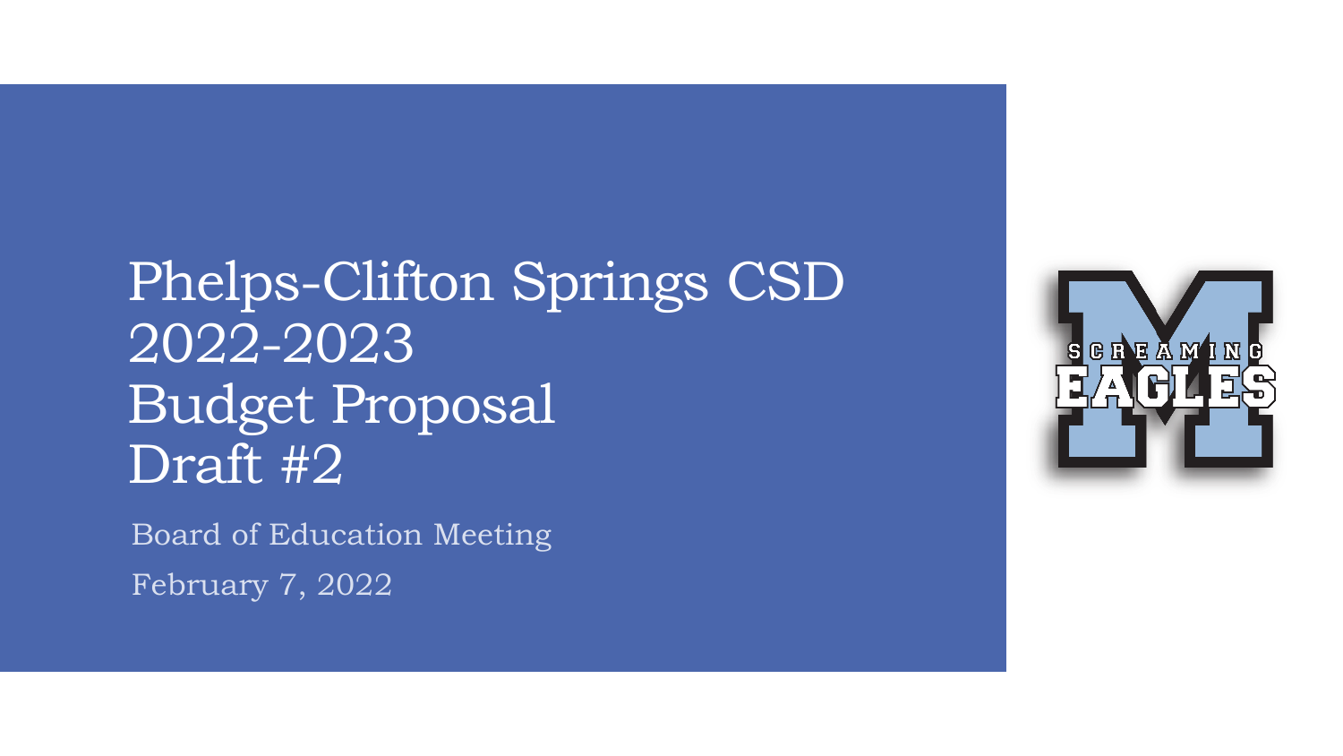# Phelps-Clifton Springs CSD 2022-2023 Budget Proposal Draft #2

Board of Education Meeting

February 7, 2022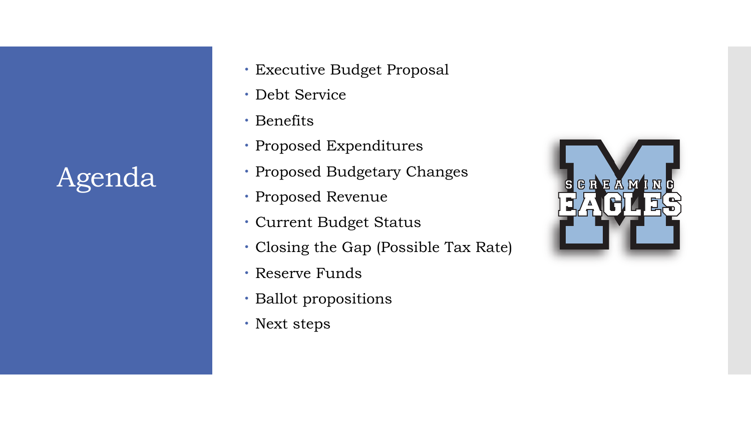# Agenda

- Executive Budget Proposal
- Debt Service
- Benefits
- Proposed Expenditures
- Proposed Budgetary Changes
- Proposed Revenue
- Current Budget Status
- Closing the Gap (Possible Tax Rate)
- Reserve Funds
- Ballot propositions
- Next steps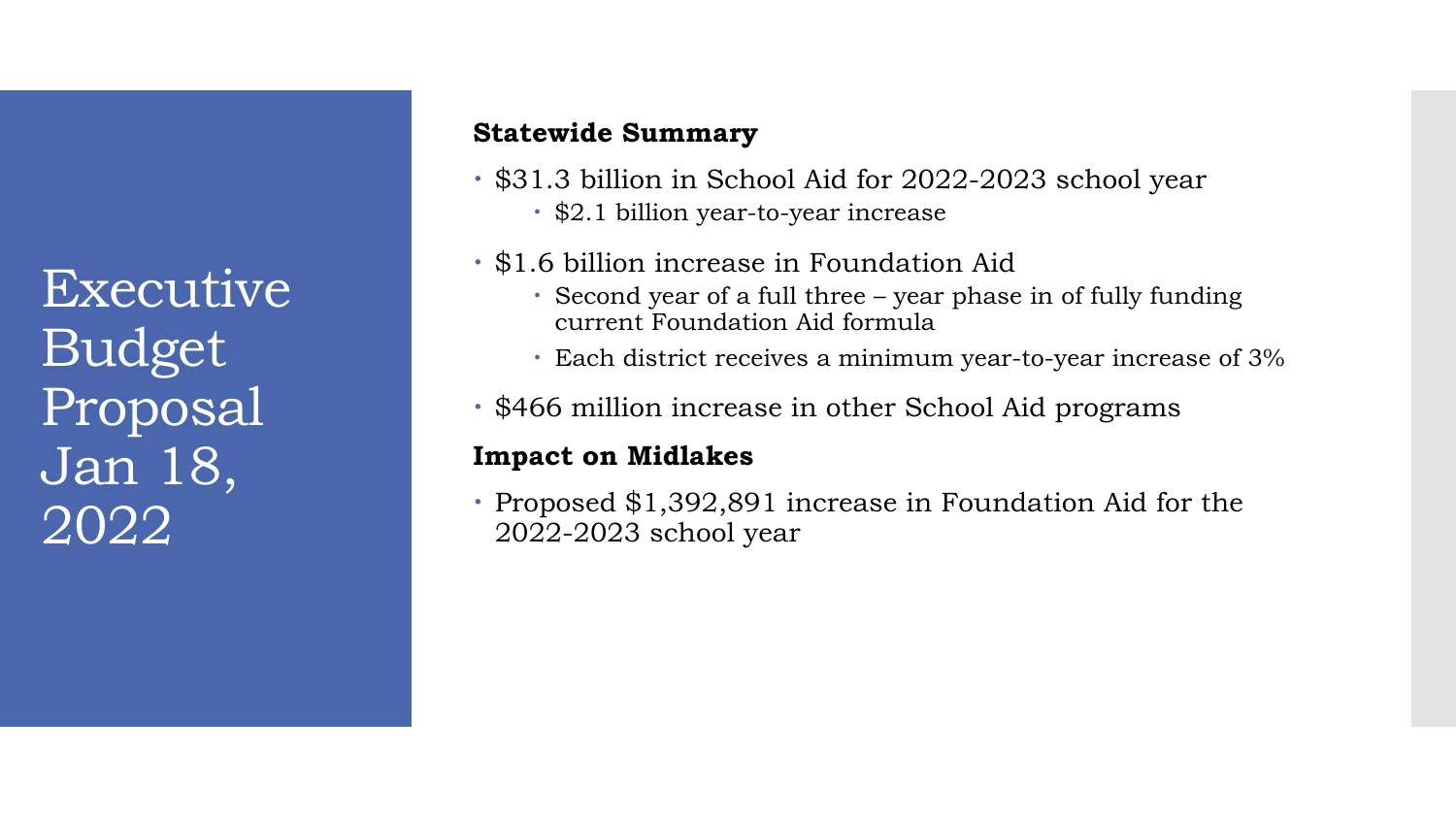# Executive Budget Proposal Jan 18, 2022

**Statewide Summary**

- $31.3 billion in School Aid for 2022-2023 school year
  - $2.1 billion year-to-year increase
- $1.6 billion increase in Foundation Aid
  - Second year of a full three – year phase in of fully funding current Foundation Aid formula
  - Each district receives a minimum year-to-year increase of 3%
- $466 million increase in other School Aid programs

**Impact on Midlakes**

- Proposed $1,392,891 increase in Foundation Aid for the 2022-2023 school year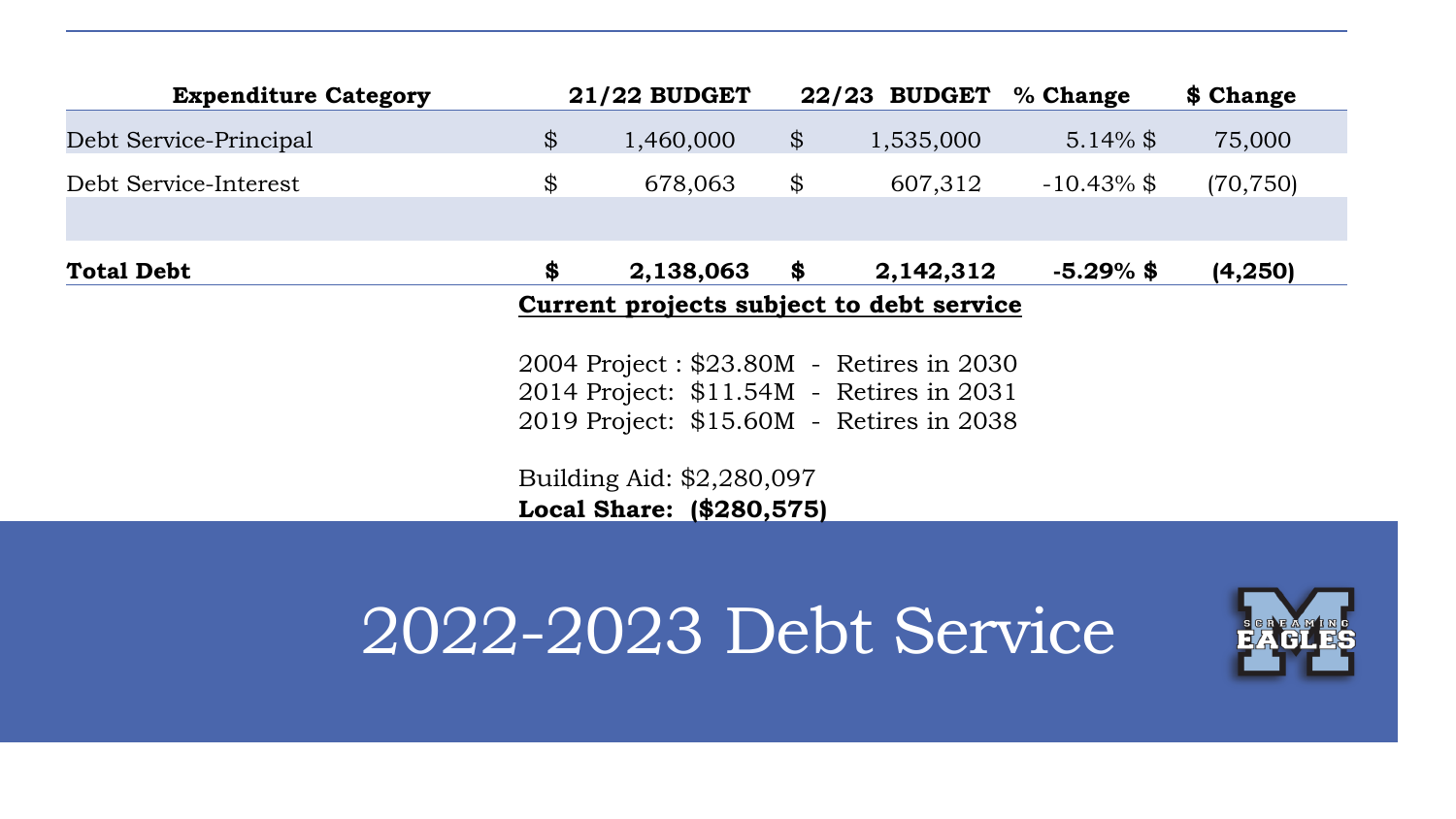# 2022-2023 Debt Service

| Expenditure Category | 21/22 BUDGET | 22/23 BUDGET | % Change | $ Change |
|---|---|---|---|---|
| Debt Service-Principal | $ 1,460,000 | $ 1,535,000 | 5.14% | $ 75,000 |
| Debt Service-Interest | $ 678,063 | $ 607,312 | -10.43% | $ (70,750) |
| | | | | |
| **Total Debt** | **$ 2,138,063** | **$ 2,142,312** | **-5.29%** | **$ (4,250)** |

**Current projects subject to debt service**

2004 Project : $23.80M - Retires in 2030
2014 Project: $11.54M - Retires in 2031
2019 Project: $15.60M - Retires in 2038

Building Aid: $2,280,097
**Local Share: ($280,575)**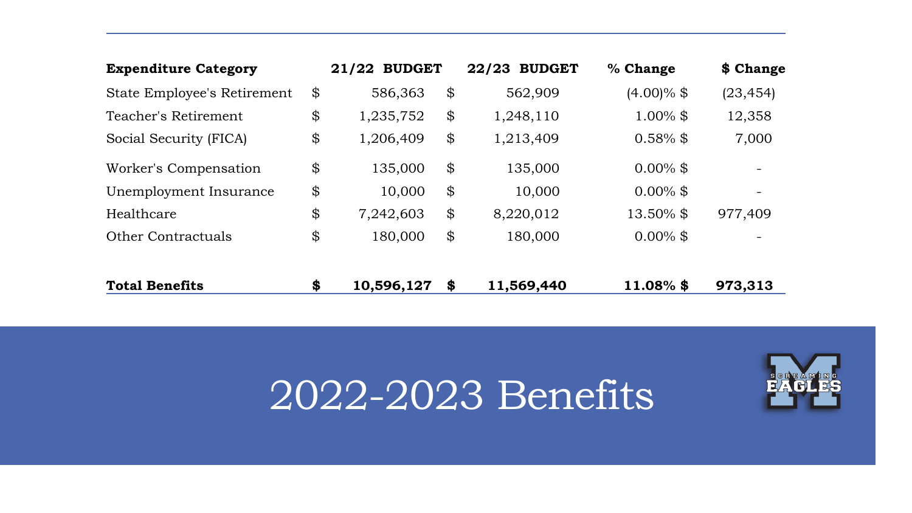# 2022-2023 Benefits

| Expenditure Category | 21/22 BUDGET | 22/23 BUDGET | % Change | $ Change |
|---|---|---|---|---|
| State Employee's Retirement | $ 586,363 | $ 562,909 | (4.00)% | $ (23,454) |
| Teacher's Retirement | $ 1,235,752 | $ 1,248,110 | 1.00% | $ 12,358 |
| Social Security (FICA) | $ 1,206,409 | $ 1,213,409 | 0.58% | $ 7,000 |
| Worker's Compensation | $ 135,000 | $ 135,000 | 0.00% | $ - |
| Unemployment Insurance | $ 10,000 | $ 10,000 | 0.00% | $ - |
| Healthcare | $ 7,242,603 | $ 8,220,012 | 13.50% | $ 977,409 |
| Other Contractuals | $ 180,000 | $ 180,000 | 0.00% | $ - |
| **Total Benefits** | **$ 10,596,127** | **$ 11,569,440** | **11.08%** | **$ 973,313** |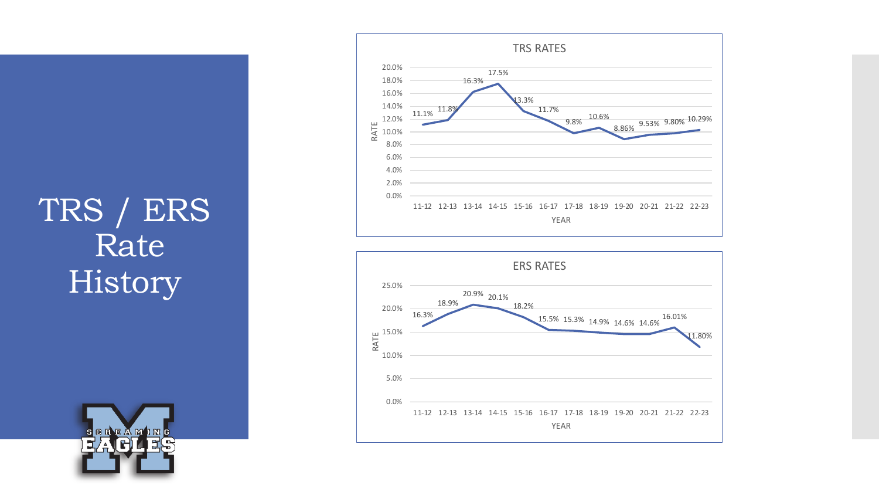# TRS / ERS Rate History

**TRS RATES**

| YEAR | RATE |
|---|---|
| 11-12 | 11.1% |
| 12-13 | 11.8% |
| 13-14 | 16.3% |
| 14-15 | 17.5% |
| 15-16 | 13.3% |
| 16-17 | 11.7% |
| 17-18 | 9.8% |
| 18-19 | 10.6% |
| 19-20 | 8.86% |
| 20-21 | 9.53% |
| 21-22 | 9.80% |
| 22-23 | 10.29% |

**ERS RATES**

| YEAR | RATE |
|---|---|
| 11-12 | 16.3% |
| 12-13 | 18.9% |
| 13-14 | 20.9% |
| 14-15 | 20.1% |
| 15-16 | 18.2% |
| 16-17 | 15.5% |
| 17-18 | 15.3% |
| 18-19 | 14.9% |
| 19-20 | 14.6% |
| 20-21 | 14.6% |
| 21-22 | 16.01% |
| 22-23 | 11.80% |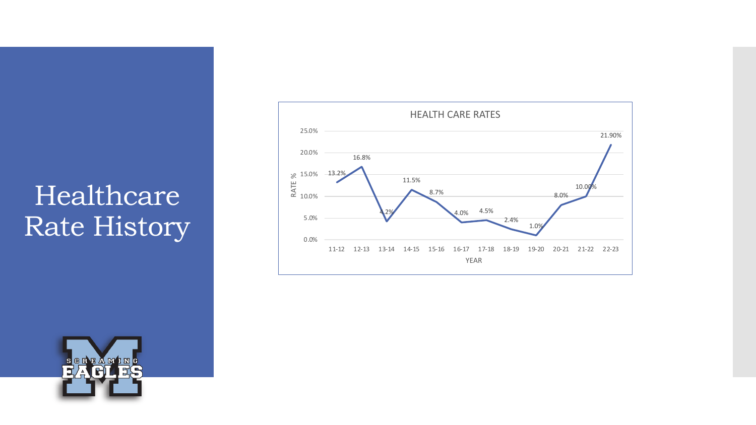# Healthcare Rate History

**HEALTH CARE RATES**

| YEAR | RATE % |
|---|---|
| 11-12 | 13.2% |
| 12-13 | 16.8% |
| 13-14 | 4.2% |
| 14-15 | 11.5% |
| 15-16 | 8.7% |
| 16-17 | 4.0% |
| 17-18 | 4.5% |
| 18-19 | 2.4% |
| 19-20 | 1.0% |
| 20-21 | 8.0% |
| 21-22 | 10.00% |
| 22-23 | 21.90% |

SCREAMING EAGLES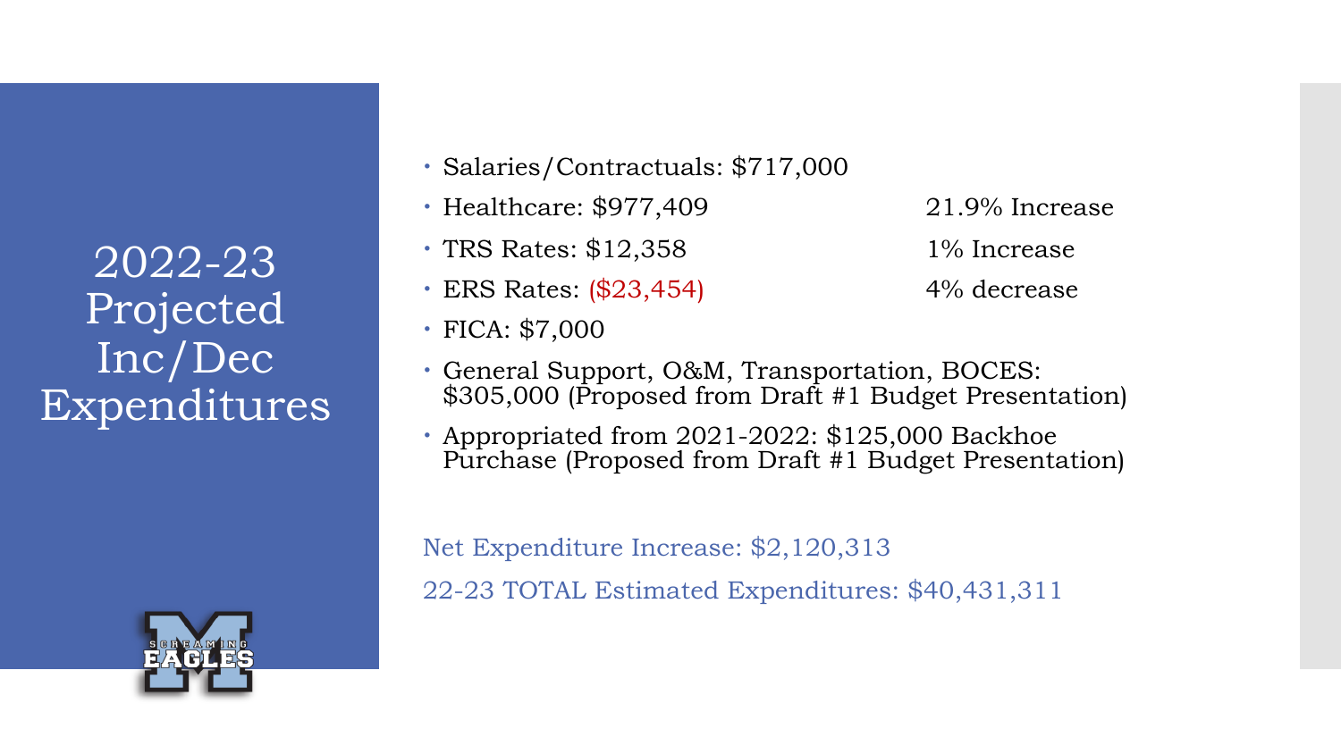# 2022-23 Projected Inc/Dec Expenditures

- Salaries/Contractuals: $717,000
- Healthcare: $977,409 — 21.9% Increase
- TRS Rates: $12,358 — 1% Increase
- ERS Rates: ($23,454) — 4% decrease
- FICA: $7,000
- General Support, O&M, Transportation, BOCES: $305,000 (Proposed from Draft #1 Budget Presentation)
- Appropriated from 2021-2022: $125,000 Backhoe Purchase (Proposed from Draft #1 Budget Presentation)

Net Expenditure Increase: $2,120,313

22-23 TOTAL Estimated Expenditures: $40,431,311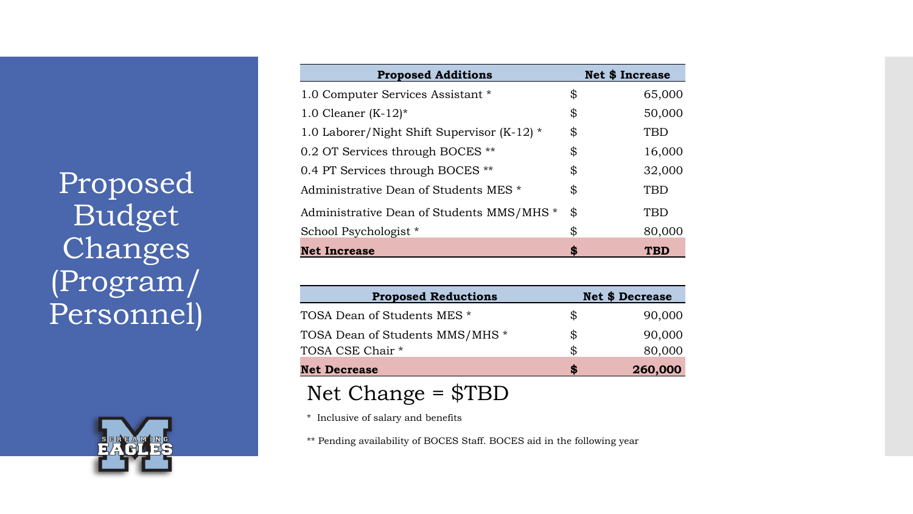# Proposed Budget Changes (Program/ Personnel)

| Proposed Additions | | Net $ Increase |
|---|---|---|
| 1.0 Computer Services Assistant * | $ | 65,000 |
| 1.0 Cleaner (K-12)* | $ | 50,000 |
| 1.0 Laborer/Night Shift Supervisor (K-12) * | $ | TBD |
| 0.2 OT Services through BOCES ** | $ | 16,000 |
| 0.4 PT Services through BOCES ** | $ | 32,000 |
| Administrative Dean of Students MES * | $ | TBD |
| Administrative Dean of Students MMS/MHS * | $ | TBD |
| School Psychologist * | $ | 80,000 |
| **Net Increase** | **$** | **TBD** |

| Proposed Reductions | | Net $ Decrease |
|---|---|---|
| TOSA Dean of Students MES * | $ | 90,000 |
| TOSA Dean of Students MMS/MHS * | $ | 90,000 |
| TOSA CSE Chair * | $ | 80,000 |
| **Net Decrease** | **$** | **260,000** |

Net Change = $TBD

* Inclusive of salary and benefits

** Pending availability of BOCES Staff. BOCES aid in the following year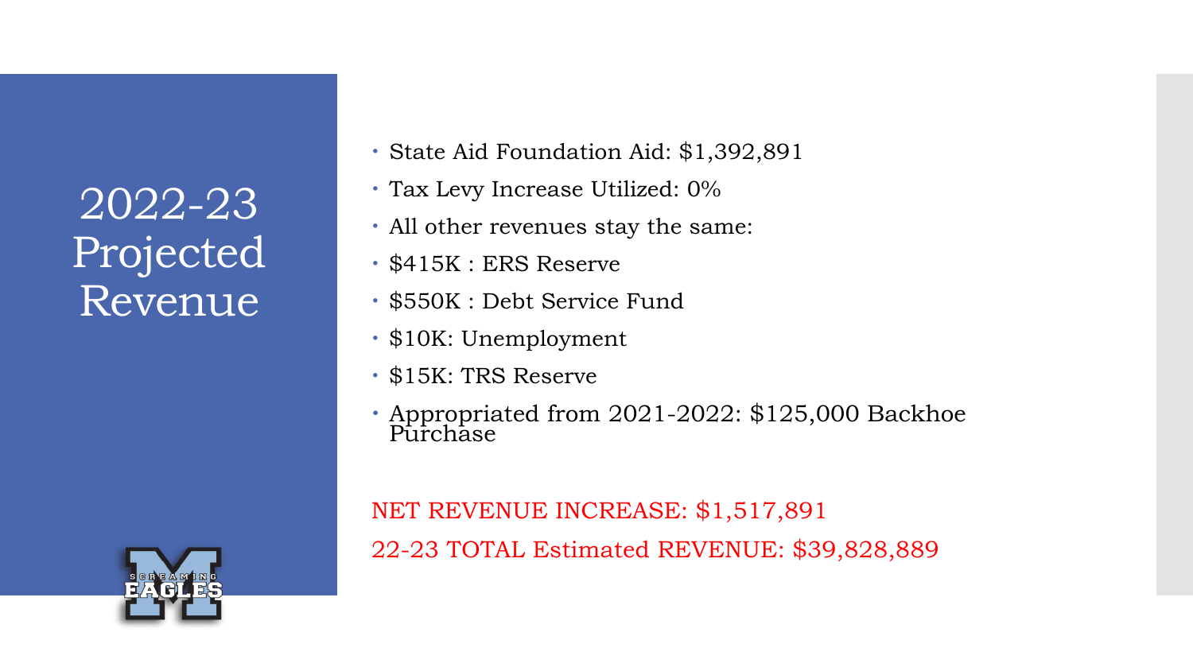# 2022-23 Projected Revenue

- State Aid Foundation Aid: $1,392,891
- Tax Levy Increase Utilized: 0%
- All other revenues stay the same:
- $415K : ERS Reserve
- $550K : Debt Service Fund
- $10K: Unemployment
- $15K: TRS Reserve
- Appropriated from 2021-2022: $125,000 Backhoe Purchase

NET REVENUE INCREASE: $1,517,891

22-23 TOTAL Estimated REVENUE: $39,828,889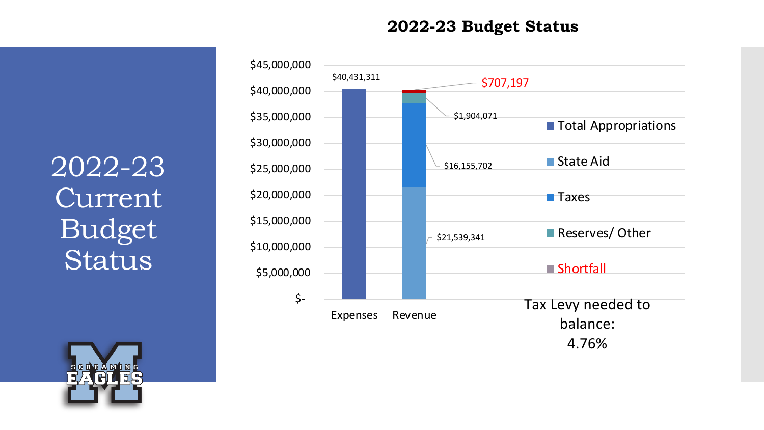# 2022-23 Current Budget Status

## 2022-23 Budget Status

| | Expenses | Revenue |
|---|---|---|
| Total Appropriations | $40,431,311 | |
| State Aid | | $21,539,341 |
| Taxes | | $16,155,702 |
| Reserves/ Other | | $1,904,071 |
| Shortfall | | $707,197 |

Tax Levy needed to balance:
4.76%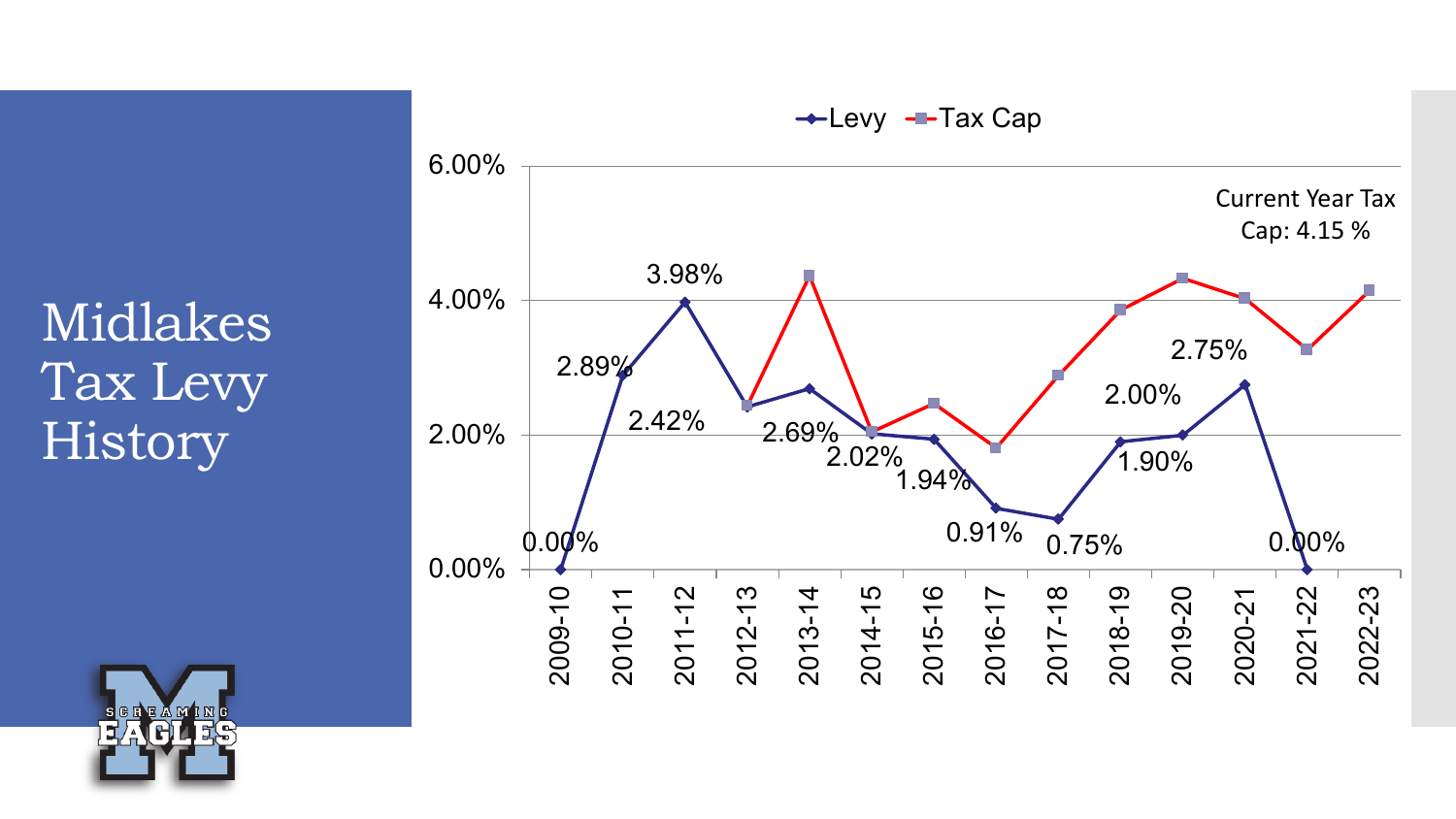# Midlakes Tax Levy History

| Year | Levy | Tax Cap |
|---|---|---|
| 2009-10 | 0.00% | |
| 2010-11 | 2.89% | |
| 2011-12 | 3.98% | |
| 2012-13 | 2.42% | |
| 2013-14 | 2.69% | |
| 2014-15 | 2.02% | |
| 2015-16 | 1.94% | |
| 2016-17 | 0.91% | |
| 2017-18 | 0.75% | |
| 2018-19 | 1.90% | |
| 2019-20 | 2.00% | |
| 2020-21 | 2.75% | |
| 2021-22 | 0.00% | |
| 2022-23 | | 4.15% |

Current Year Tax Cap: 4.15 %

SCREAMING EAGLES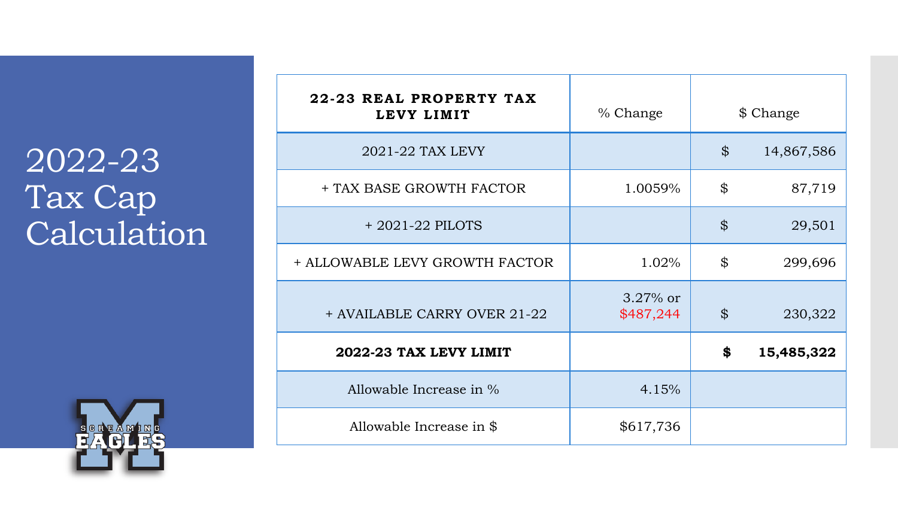# 2022-23 Tax Cap Calculation

| **22-23 REAL PROPERTY TAX LEVY LIMIT** | % Change | $ Change |
|---|---|---|
| 2021-22 TAX LEVY | | $ 14,867,586 |
| + TAX BASE GROWTH FACTOR | 1.0059% | $ 87,719 |
| + 2021-22 PILOTS | | $ 29,501 |
| + ALLOWABLE LEVY GROWTH FACTOR | 1.02% | $ 299,696 |
| + AVAILABLE CARRY OVER 21-22 | 3.27% or $487,244 | $ 230,322 |
| **2022-23 TAX LEVY LIMIT** | | **$ 15,485,322** |
| Allowable Increase in % | 4.15% | |
| Allowable Increase in $ | $617,736 | |

SCREAMING EAGLES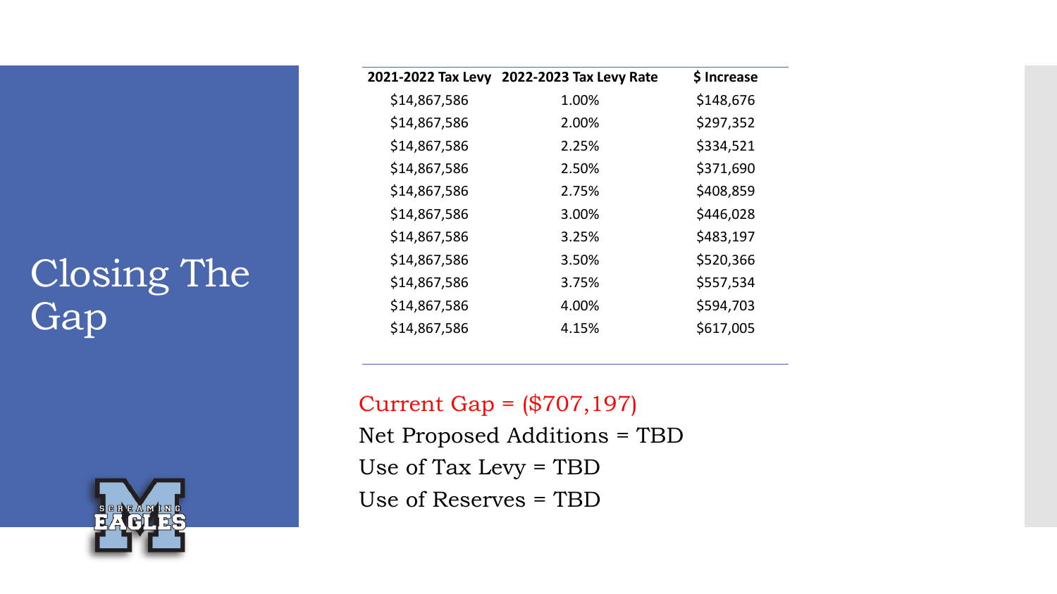# Closing The Gap

| 2021-2022 Tax Levy | 2022-2023 Tax Levy Rate | $ Increase |
|---|---|---|
| $14,867,586 | 1.00% | $148,676 |
| $14,867,586 | 2.00% | $297,352 |
| $14,867,586 | 2.25% | $334,521 |
| $14,867,586 | 2.50% | $371,690 |
| $14,867,586 | 2.75% | $408,859 |
| $14,867,586 | 3.00% | $446,028 |
| $14,867,586 | 3.25% | $483,197 |
| $14,867,586 | 3.50% | $520,366 |
| $14,867,586 | 3.75% | $557,534 |
| $14,867,586 | 4.00% | $594,703 |
| $14,867,586 | 4.15% | $617,005 |

Current Gap = ($707,197)

Net Proposed Additions = TBD

Use of Tax Levy = TBD

Use of Reserves = TBD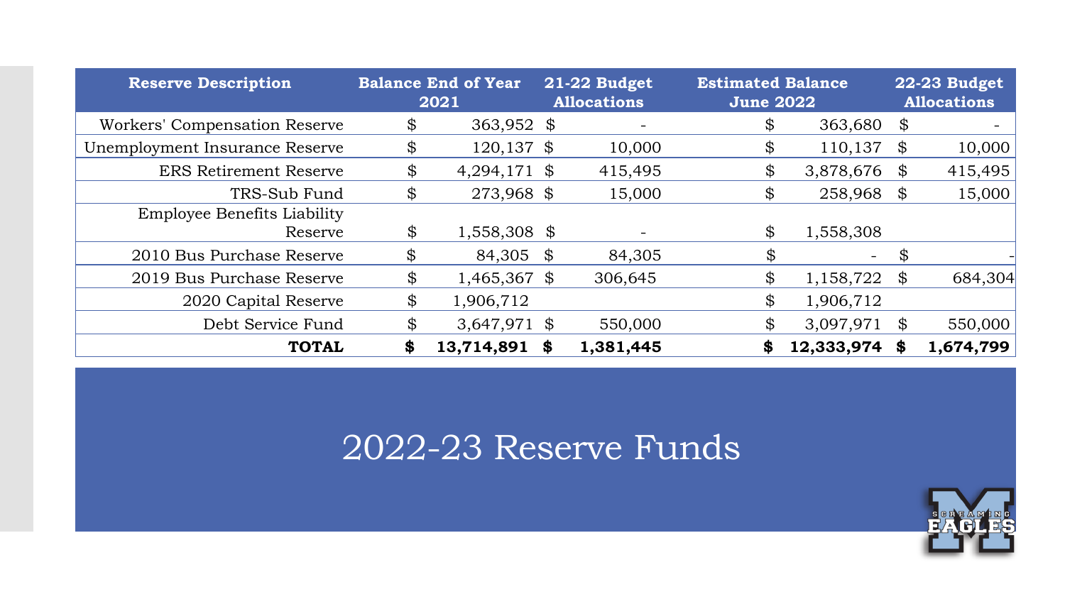# 2022-23 Reserve Funds

| Reserve Description | Balance End of Year 2021 | 21-22 Budget Allocations | Estimated Balance June 2022 | 22-23 Budget Allocations |
|---|---|---|---|---|
| Workers' Compensation Reserve | $ 363,952 | $ - | $ 363,680 | $ - |
| Unemployment Insurance Reserve | $ 120,137 | $ 10,000 | $ 110,137 | $ 10,000 |
| ERS Retirement Reserve | $ 4,294,171 | $ 415,495 | $ 3,878,676 | $ 415,495 |
| TRS-Sub Fund | $ 273,968 | $ 15,000 | $ 258,968 | $ 15,000 |
| Employee Benefits Liability Reserve | $ 1,558,308 | $ - | $ 1,558,308 | |
| 2010 Bus Purchase Reserve | $ 84,305 | $ 84,305 | $ - | $ - |
| 2019 Bus Purchase Reserve | $ 1,465,367 | $ 306,645 | $ 1,158,722 | $ 684,304 |
| 2020 Capital Reserve | $ 1,906,712 | | $ 1,906,712 | |
| Debt Service Fund | $ 3,647,971 | $ 550,000 | $ 3,097,971 | $ 550,000 |
| **TOTAL** | **$ 13,714,891** | **$ 1,381,445** | **$ 12,333,974** | **$ 1,674,799** |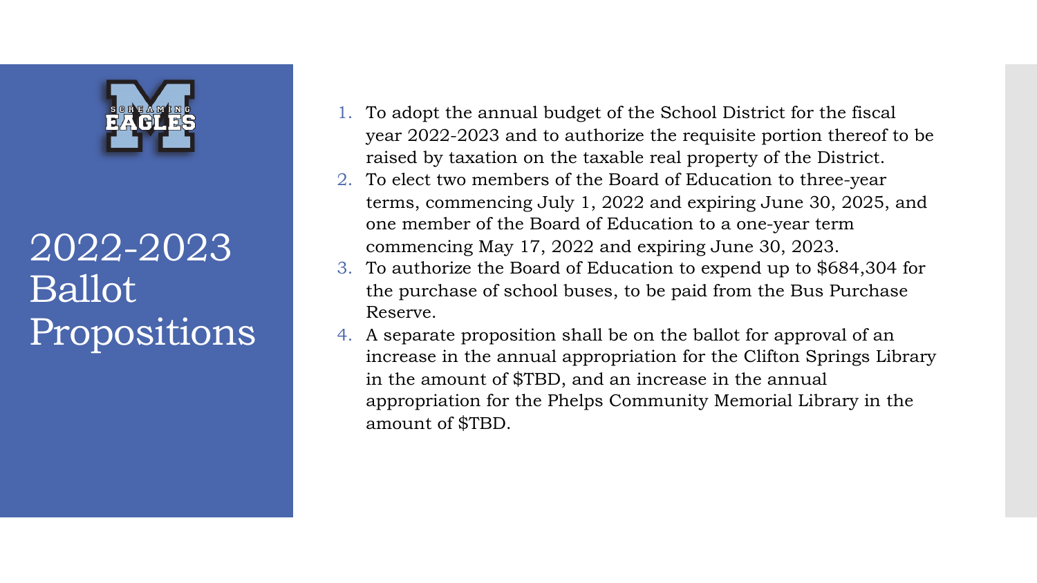# 2022-2023 Ballot Propositions

1. To adopt the annual budget of the School District for the fiscal year 2022-2023 and to authorize the requisite portion thereof to be raised by taxation on the taxable real property of the District.
2. To elect two members of the Board of Education to three-year terms, commencing July 1, 2022 and expiring June 30, 2025, and one member of the Board of Education to a one-year term commencing May 17, 2022 and expiring June 30, 2023.
3. To authorize the Board of Education to expend up to $684,304 for the purchase of school buses, to be paid from the Bus Purchase Reserve.
4. A separate proposition shall be on the ballot for approval of an increase in the annual appropriation for the Clifton Springs Library in the amount of $TBD, and an increase in the annual appropriation for the Phelps Community Memorial Library in the amount of $TBD.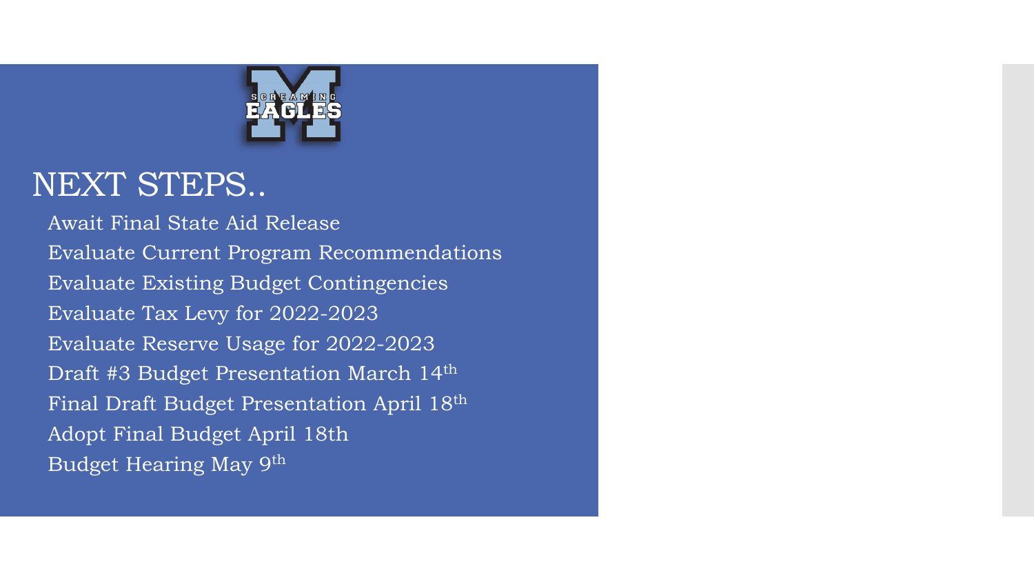# NEXT STEPS..

Await Final State Aid Release
Evaluate Current Program Recommendations
Evaluate Existing Budget Contingencies
Evaluate Tax Levy for 2022-2023
Evaluate Reserve Usage for 2022-2023
Draft #3 Budget Presentation March 14th
Final Draft Budget Presentation April 18th
Adopt Final Budget April 18th
Budget Hearing May 9th